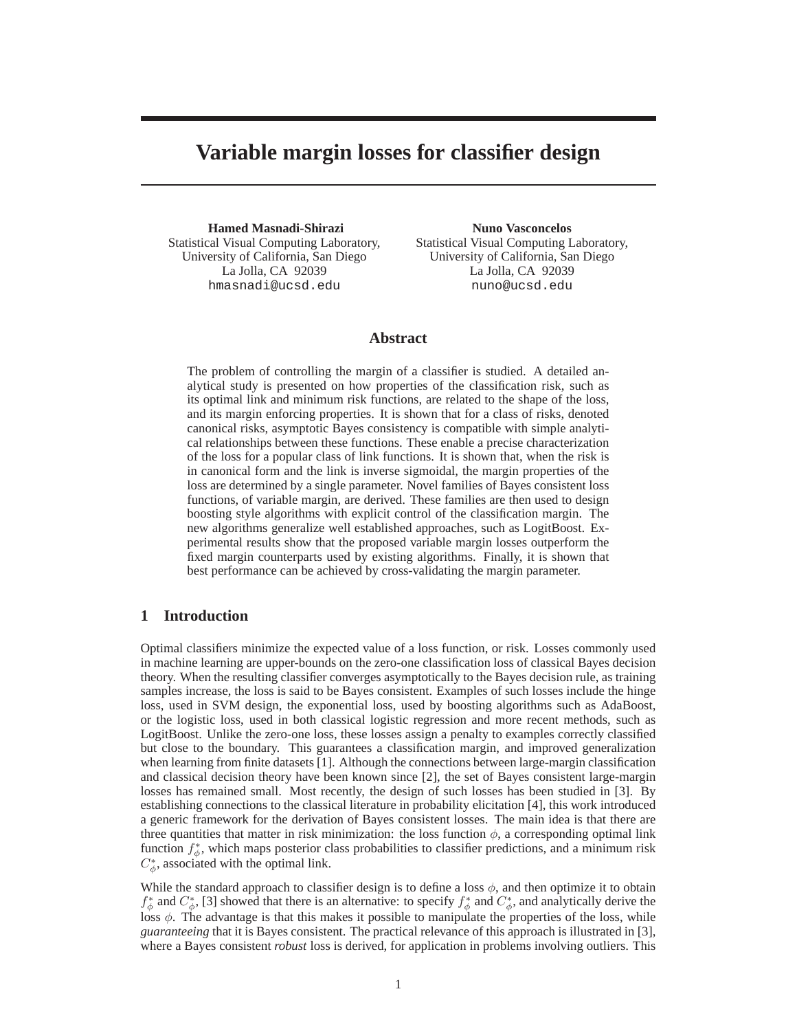# Variable margin losses for classifier design

**Hamed Masnadi-Shirazi**
Statistical Visual Computing Laboratory,
University of California, San Diego
La Jolla, CA 92039
hmasnadi@ucsd.edu

**Nuno Vasconcelos**
Statistical Visual Computing Laboratory,
University of California, San Diego
La Jolla, CA 92039
nuno@ucsd.edu

## Abstract

The problem of controlling the margin of a classifier is studied. A detailed analytical study is presented on how properties of the classification risk, such as its optimal link and minimum risk functions, are related to the shape of the loss, and its margin enforcing properties. It is shown that for a class of risks, denoted canonical risks, asymptotic Bayes consistency is compatible with simple analytical relationships between these functions. These enable a precise characterization of the loss for a popular class of link functions. It is shown that, when the risk is in canonical form and the link is inverse sigmoidal, the margin properties of the loss are determined by a single parameter. Novel families of Bayes consistent loss functions, of variable margin, are derived. These families are then used to design boosting style algorithms with explicit control of the classification margin. The new algorithms generalize well established approaches, such as LogitBoost. Experimental results show that the proposed variable margin losses outperform the fixed margin counterparts used by existing algorithms. Finally, it is shown that best performance can be achieved by cross-validating the margin parameter.

## 1 Introduction

Optimal classifiers minimize the expected value of a loss function, or risk. Losses commonly used in machine learning are upper-bounds on the zero-one classification loss of classical Bayes decision theory. When the resulting classifier converges asymptotically to the Bayes decision rule, as training samples increase, the loss is said to be Bayes consistent. Examples of such losses include the hinge loss, used in SVM design, the exponential loss, used by boosting algorithms such as AdaBoost, or the logistic loss, used in both classical logistic regression and more recent methods, such as LogitBoost. Unlike the zero-one loss, these losses assign a penalty to examples correctly classified but close to the boundary. This guarantees a classification margin, and improved generalization when learning from finite datasets [1]. Although the connections between large-margin classification and classical decision theory have been known since [2], the set of Bayes consistent large-margin losses has remained small. Most recently, the design of such losses has been studied in [3]. By establishing connections to the classical literature in probability elicitation [4], this work introduced a generic framework for the derivation of Bayes consistent losses. The main idea is that there are three quantities that matter in risk minimization: the loss function $\phi$, a corresponding optimal link function $f^*_\phi$, which maps posterior class probabilities to classifier predictions, and a minimum risk $C^*_\phi$, associated with the optimal link.

While the standard approach to classifier design is to define a loss $\phi$, and then optimize it to obtain $f^*_\phi$ and $C^*_\phi$, [3] showed that there is an alternative: to specify $f^*_\phi$ and $C^*_\phi$, and analytically derive the loss $\phi$. The advantage is that this makes it possible to manipulate the properties of the loss, while *guaranteeing* that it is Bayes consistent. The practical relevance of this approach is illustrated in [3], where a Bayes consistent *robust* loss is derived, for application in problems involving outliers. This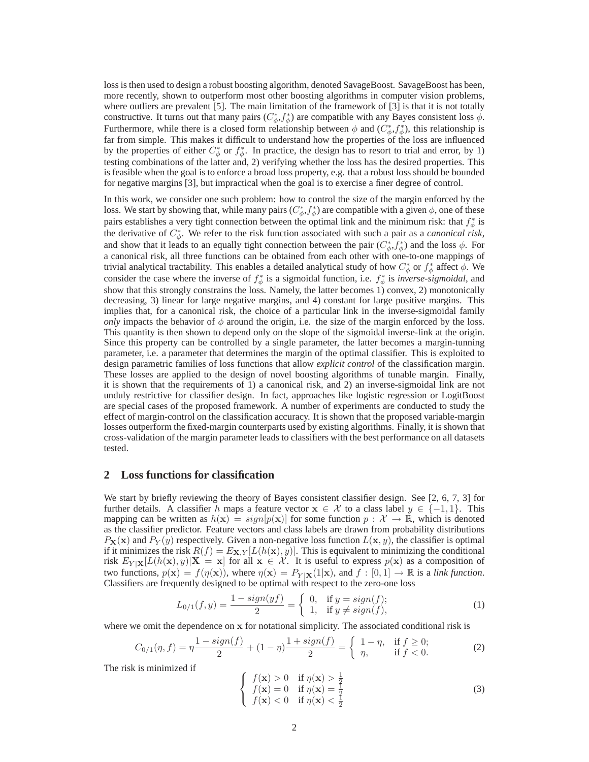loss is then used to design a robust boosting algorithm, denoted SavageBoost. SavageBoost has been, more recently, shown to outperform most other boosting algorithms in computer vision problems, where outliers are prevalent [5]. The main limitation of the framework of [3] is that it is not totally constructive. It turns out that many pairs ($C^*_\phi$,$f^*_\phi$) are compatible with any Bayes consistent loss $\phi$. Furthermore, while there is a closed form relationship between $\phi$ and ($C^*_\phi$,$f^*_\phi$), this relationship is far from simple. This makes it difficult to understand how the properties of the loss are influenced by the properties of either $C^*_\phi$ or $f^*_\phi$. In practice, the design has to resort to trial and error, by 1) testing combinations of the latter and, 2) verifying whether the loss has the desired properties. This is feasible when the goal is to enforce a broad loss property, e.g. that a robust loss should be bounded for negative margins [3], but impractical when the goal is to exercise a finer degree of control.

In this work, we consider one such problem: how to control the size of the margin enforced by the loss. We start by showing that, while many pairs ($C^*_\phi$,$f^*_\phi$) are compatible with a given $\phi$, one of these pairs establishes a very tight connection between the optimal link and the minimum risk: that $f^*_\phi$ is the derivative of $C^*_\phi$. We refer to the risk function associated with such a pair as a *canonical risk*, and show that it leads to an equally tight connection between the pair ($C^*_\phi$,$f^*_\phi$) and the loss $\phi$. For a canonical risk, all three functions can be obtained from each other with one-to-one mappings of trivial analytical tractability. This enables a detailed analytical study of how $C^*_\phi$ or $f^*_\phi$ affect $\phi$. We consider the case where the inverse of $f^*_\phi$ is a sigmoidal function, i.e. $f^*_\phi$ is *inverse-sigmoidal*, and show that this strongly constrains the loss. Namely, the latter becomes 1) convex, 2) monotonically decreasing, 3) linear for large negative margins, and 4) constant for large positive margins. This implies that, for a canonical risk, the choice of a particular link in the inverse-sigmoidal family *only* impacts the behavior of $\phi$ around the origin, i.e. the size of the margin enforced by the loss. This quantity is then shown to depend only on the slope of the sigmoidal inverse-link at the origin. Since this property can be controlled by a single parameter, the latter becomes a margin-tunning parameter, i.e. a parameter that determines the margin of the optimal classifier. This is exploited to design parametric families of loss functions that allow *explicit control* of the classification margin. These losses are applied to the design of novel boosting algorithms of tunable margin. Finally, it is shown that the requirements of 1) a canonical risk, and 2) an inverse-sigmoidal link are not unduly restrictive for classifier design. In fact, approaches like logistic regression or LogitBoost are special cases of the proposed framework. A number of experiments are conducted to study the effect of margin-control on the classification accuracy. It is shown that the proposed variable-margin losses outperform the fixed-margin counterparts used by existing algorithms. Finally, it is shown that cross-validation of the margin parameter leads to classifiers with the best performance on all datasets tested.

## 2 Loss functions for classification

We start by briefly reviewing the theory of Bayes consistent classifier design. See [2, 6, 7, 3] for further details. A classifier $h$ maps a feature vector $\mathbf{x} \in \mathcal{X}$ to a class label $y \in \{-1, 1\}$. This mapping can be written as $h(\mathbf{x}) = sign[p(\mathbf{x})]$ for some function $p : \mathcal{X} \to \mathbb{R}$, which is denoted as the classifier predictor. Feature vectors and class labels are drawn from probability distributions $P_{\mathbf{X}}(\mathbf{x})$ and $P_Y(y)$ respectively. Given a non-negative loss function $L(\mathbf{x}, y)$, the classifier is optimal if it minimizes the risk $R(f) = E_{\mathbf{X},Y}[L(h(\mathbf{x}), y)]$. This is equivalent to minimizing the conditional risk $E_{Y|\mathbf{X}}[L(h(\mathbf{x}), y)|\mathbf{X} = \mathbf{x}]$ for all $\mathbf{x} \in \mathcal{X}$. It is useful to express $p(\mathbf{x})$ as a composition of two functions, $p(\mathbf{x}) = f(\eta(\mathbf{x}))$, where $\eta(\mathbf{x}) = P_{Y|\mathbf{X}}(1|\mathbf{x})$, and $f : [0, 1] \to \mathbb{R}$ is a *link function*. Classifiers are frequently designed to be optimal with respect to the zero-one loss

$$L_{0/1}(f, y) = \frac{1 - sign(yf)}{2} = \begin{cases} 0, & \text{if } y = sign(f); \\ 1, & \text{if } y \neq sign(f), \end{cases} \tag{1}$$

where we omit the dependence on $\mathbf{x}$ for notational simplicity. The associated conditional risk is

$$C_{0/1}(\eta, f) = \eta\frac{1 - sign(f)}{2} + (1 - \eta)\frac{1 + sign(f)}{2} = \begin{cases} 1 - \eta, & \text{if } f \geq 0; \\ \eta, & \text{if } f < 0. \end{cases} \tag{2}$$

The risk is minimized if

$$\begin{cases} f(\mathbf{x}) > 0 & \text{if } \eta(\mathbf{x}) > \frac{1}{2} \\ f(\mathbf{x}) = 0 & \text{if } \eta(\mathbf{x}) = \frac{1}{2} \\ f(\mathbf{x}) < 0 & \text{if } \eta(\mathbf{x}) < \frac{1}{2} \end{cases} \tag{3}$$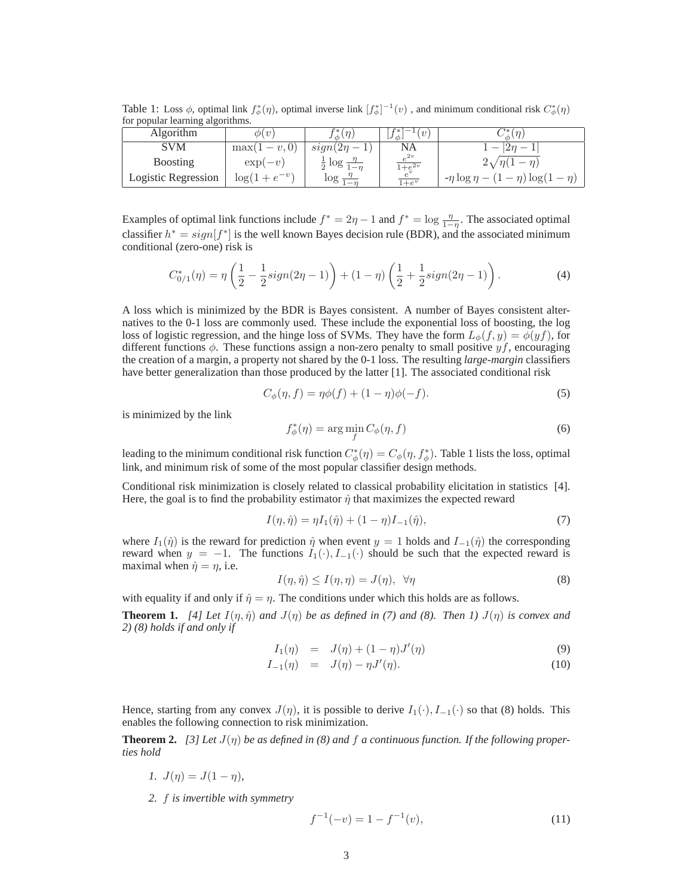Table 1: Loss $\phi$, optimal link $f^*_\phi(\eta)$, optimal inverse link $[f^*_\phi]^{-1}(v)$ , and minimum conditional risk $C^*_\phi(\eta)$ for popular learning algorithms.

| Algorithm | $\phi(v)$ | $f^*_\phi(\eta)$ | $[f^*_\phi]^{-1}(v)$ | $C^*_\phi(\eta)$ |
| --- | --- | --- | --- | --- |
| SVM | $\max(1-v,0)$ | $sign(2\eta-1)$ | NA | $1-\lvert 2\eta-1\rvert$ |
| Boosting | $\exp(-v)$ | $\frac{1}{2}\log\frac{\eta}{1-\eta}$ | $\frac{e^{2v}}{1+e^{2v}}$ | $2\sqrt{\eta(1-\eta)}$ |
| Logistic Regression | $\log(1+e^{-v})$ | $\log\frac{\eta}{1-\eta}$ | $\frac{e^{v}}{1+e^{v}}$ | $-\eta\log\eta-(1-\eta)\log(1-\eta)$ |

Examples of optimal link functions include $f^* = 2\eta - 1$ and $f^* = \log\frac{\eta}{1-\eta}$. The associated optimal classifier $h^* = sign[f^*]$ is the well known Bayes decision rule (BDR), and the associated minimum conditional (zero-one) risk is

$$C^*_{0/1}(\eta) = \eta\left(\frac{1}{2} - \frac{1}{2}sign(2\eta-1)\right) + (1-\eta)\left(\frac{1}{2} + \frac{1}{2}sign(2\eta-1)\right). \tag{4}$$

A loss which is minimized by the BDR is Bayes consistent. A number of Bayes consistent alternatives to the 0-1 loss are commonly used. These include the exponential loss of boosting, the log loss of logistic regression, and the hinge loss of SVMs. They have the form $L_\phi(f,y) = \phi(yf)$, for different functions $\phi$. These functions assign a non-zero penalty to small positive $yf$, encouraging the creation of a margin, a property not shared by the 0-1 loss. The resulting *large-margin* classifiers have better generalization than those produced by the latter [1]. The associated conditional risk

$$C_\phi(\eta, f) = \eta\phi(f) + (1-\eta)\phi(-f). \tag{5}$$

is minimized by the link

$$f^*_\phi(\eta) = \arg\min_f C_\phi(\eta, f) \tag{6}$$

leading to the minimum conditional risk function $C^*_\phi(\eta) = C_\phi(\eta, f^*_\phi)$. Table 1 lists the loss, optimal link, and minimum risk of some of the most popular classifier design methods.

Conditional risk minimization is closely related to classical probability elicitation in statistics [4]. Here, the goal is to find the probability estimator $\hat{\eta}$ that maximizes the expected reward

$$I(\eta, \hat{\eta}) = \eta I_1(\hat{\eta}) + (1-\eta)I_{-1}(\hat{\eta}), \tag{7}$$

where $I_1(\hat{\eta})$ is the reward for prediction $\hat{\eta}$ when event $y = 1$ holds and $I_{-1}(\hat{\eta})$ the corresponding reward when $y = -1$. The functions $I_1(\cdot), I_{-1}(\cdot)$ should be such that the expected reward is maximal when $\hat{\eta} = \eta$, i.e.

$$I(\eta, \hat{\eta}) \leq I(\eta, \eta) = J(\eta), \ \ \forall \eta \tag{8}$$

with equality if and only if $\hat{\eta} = \eta$. The conditions under which this holds are as follows.

**Theorem 1.** *[4] Let $I(\eta, \hat{\eta})$ and $J(\eta)$ be as defined in (7) and (8). Then 1) $J(\eta)$ is convex and 2) (8) holds if and only if*

$$I_1(\eta) = J(\eta) + (1-\eta)J'(\eta) \tag{9}$$

$$I_{-1}(\eta) = J(\eta) - \eta J'(\eta). \tag{10}$$

Hence, starting from any convex $J(\eta)$, it is possible to derive $I_1(\cdot), I_{-1}(\cdot)$ so that (8) holds. This enables the following connection to risk minimization.

**Theorem 2.** *[3] Let $J(\eta)$ be as defined in (8) and $f$ a continuous function. If the following properties hold*

1. *$J(\eta) = J(1-\eta)$,*
2. *$f$ is invertible with symmetry*

$$f^{-1}(-v) = 1 - f^{-1}(v), \tag{11}$$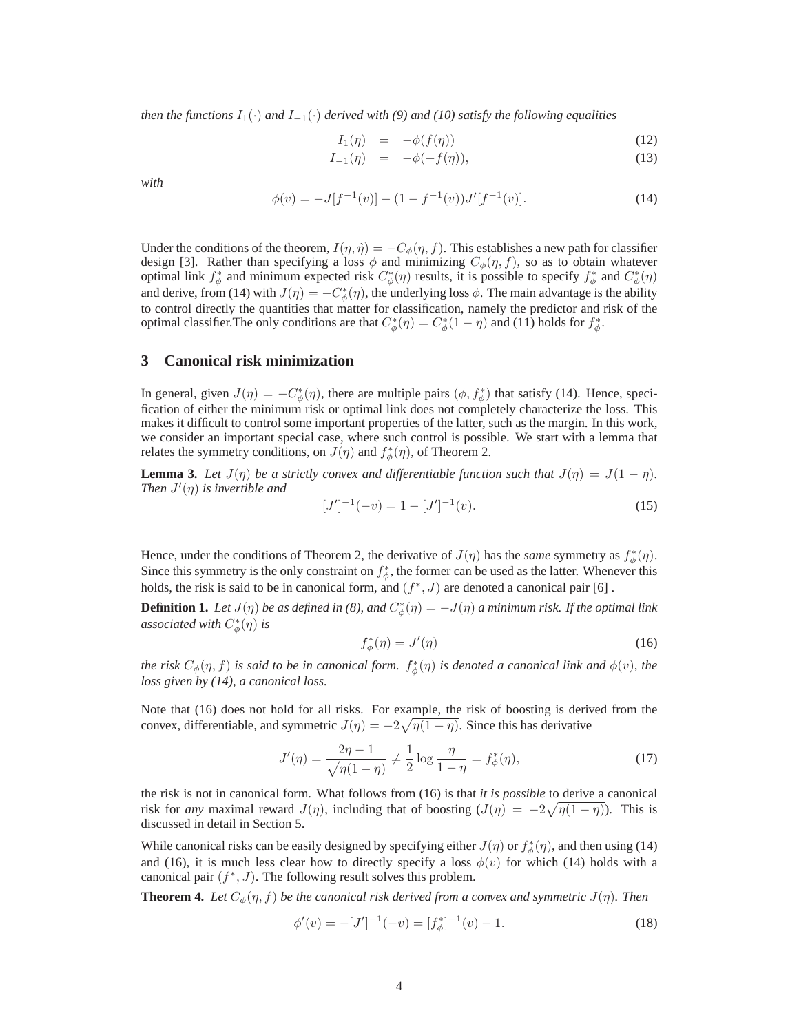*then the functions $I_1(\cdot)$ and $I_{-1}(\cdot)$ derived with (9) and (10) satisfy the following equalities*

$$I_1(\eta) = -\phi(f(\eta)) \tag{12}$$

$$I_{-1}(\eta) = -\phi(-f(\eta)), \tag{13}$$

*with*

$$\phi(v) = -J[f^{-1}(v)] - (1 - f^{-1}(v))J'[f^{-1}(v)]. \tag{14}$$

Under the conditions of the theorem, $I(\eta, \hat{\eta}) = -C_\phi(\eta, f)$. This establishes a new path for classifier design [3]. Rather than specifying a loss $\phi$ and minimizing $C_\phi(\eta, f)$, so as to obtain whatever optimal link $f^*_\phi$ and minimum expected risk $C^*_\phi(\eta)$ results, it is possible to specify $f^*_\phi$ and $C^*_\phi(\eta)$ and derive, from (14) with $J(\eta) = -C^*_\phi(\eta)$, the underlying loss $\phi$. The main advantage is the ability to control directly the quantities that matter for classification, namely the predictor and risk of the optimal classifier.The only conditions are that $C^*_\phi(\eta) = C^*_\phi(1-\eta)$ and (11) holds for $f^*_\phi$.

## 3 Canonical risk minimization

In general, given $J(\eta) = -C^*_\phi(\eta)$, there are multiple pairs $(\phi, f^*_\phi)$ that satisfy (14). Hence, specification of either the minimum risk or optimal link does not completely characterize the loss. This makes it difficult to control some important properties of the latter, such as the margin. In this work, we consider an important special case, where such control is possible. We start with a lemma that relates the symmetry conditions, on $J(\eta)$ and $f^*_\phi(\eta)$, of Theorem 2.

**Lemma 3.** *Let $J(\eta)$ be a strictly convex and differentiable function such that $J(\eta) = J(1-\eta)$. Then $J'(\eta)$ is invertible and*

$$[J']^{-1}(-v) = 1 - [J']^{-1}(v). \tag{15}$$

Hence, under the conditions of Theorem 2, the derivative of $J(\eta)$ has the *same* symmetry as $f^*_\phi(\eta)$. Since this symmetry is the only constraint on $f^*_\phi$, the former can be used as the latter. Whenever this holds, the risk is said to be in canonical form, and $(f^*, J)$ are denoted a canonical pair [6] .

**Definition 1.** *Let $J(\eta)$ be as defined in (8), and $C^*_\phi(\eta) = -J(\eta)$ a minimum risk. If the optimal link associated with $C^*_\phi(\eta)$ is*

$$f^*_\phi(\eta) = J'(\eta) \tag{16}$$

*the risk $C_\phi(\eta, f)$ is said to be in canonical form. $f^*_\phi(\eta)$ is denoted a canonical link and $\phi(v)$, the loss given by (14), a canonical loss.*

Note that (16) does not hold for all risks. For example, the risk of boosting is derived from the convex, differentiable, and symmetric $J(\eta) = -2\sqrt{\eta(1-\eta)}$. Since this has derivative

$$J'(\eta) = \frac{2\eta - 1}{\sqrt{\eta(1-\eta)}} \neq \frac{1}{2} \log \frac{\eta}{1-\eta} = f^*_\phi(\eta), \tag{17}$$

the risk is not in canonical form. What follows from (16) is that *it is possible* to derive a canonical risk for *any* maximal reward $J(\eta)$, including that of boosting ($J(\eta) = -2\sqrt{\eta(1-\eta)}$). This is discussed in detail in Section 5.

While canonical risks can be easily designed by specifying either $J(\eta)$ or $f^*_\phi(\eta)$, and then using (14) and (16), it is much less clear how to directly specify a loss $\phi(v)$ for which (14) holds with a canonical pair $(f^*, J)$. The following result solves this problem.

**Theorem 4.** *Let $C_\phi(\eta, f)$ be the canonical risk derived from a convex and symmetric $J(\eta)$. Then*

$$\phi'(v) = -[J']^{-1}(-v) = [f^*_\phi]^{-1}(v) - 1. \tag{18}$$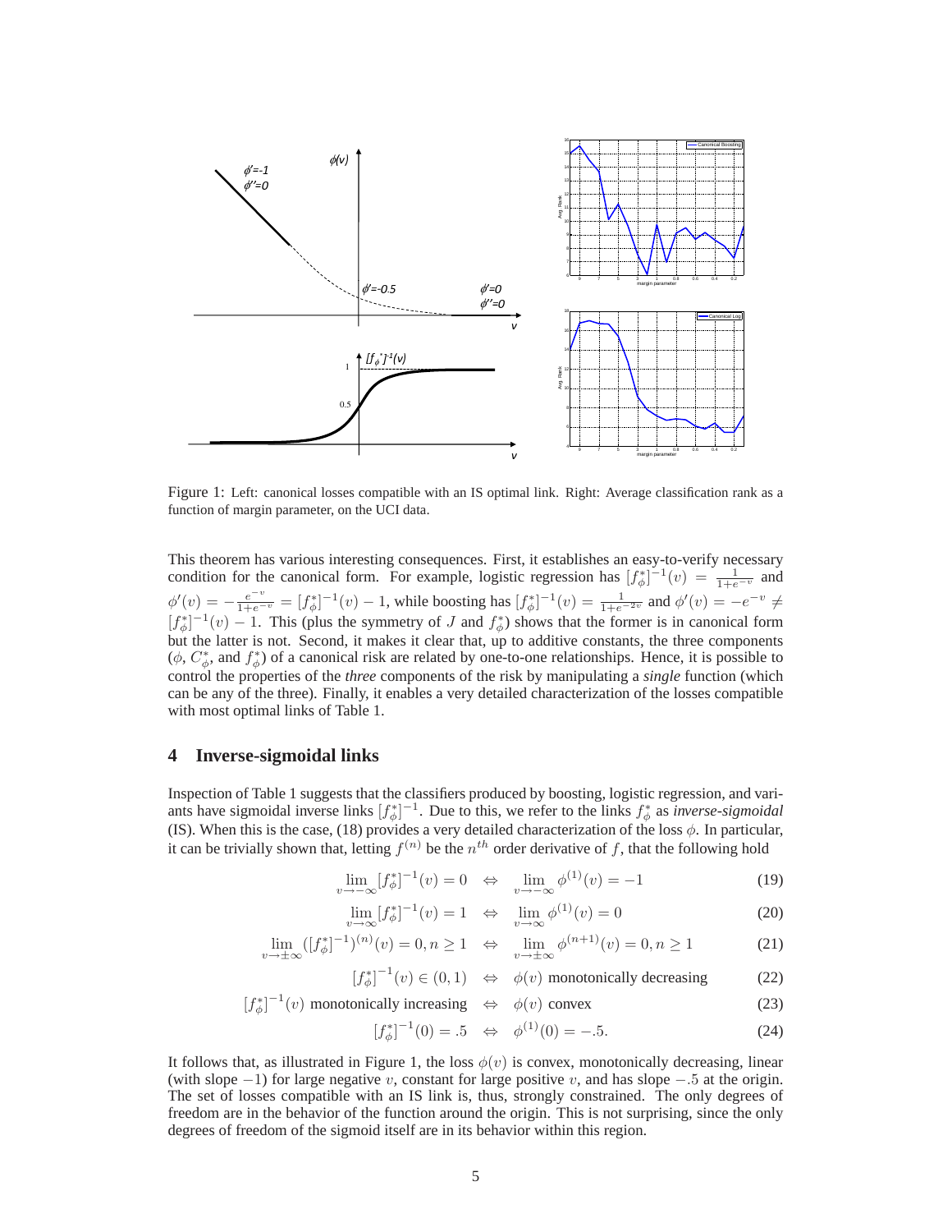Figure 1: Left: canonical losses compatible with an IS optimal link. Right: Average classification rank as a function of margin parameter, on the UCI data.

This theorem has various interesting consequences. First, it establishes an easy-to-verify necessary condition for the canonical form. For example, logistic regression has $[f_\phi^*]^{-1}(v) = \frac{1}{1+e^{-v}}$ and $\phi'(v) = -\frac{e^{-v}}{1+e^{-v}} = [f_\phi^*]^{-1}(v) - 1$, while boosting has $[f_\phi^*]^{-1}(v) = \frac{1}{1+e^{-2v}}$ and $\phi'(v) = -e^{-v} \neq [f_\phi^*]^{-1}(v) - 1$. This (plus the symmetry of $J$ and $f_\phi^*$) shows that the former is in canonical form but the latter is not. Second, it makes it clear that, up to additive constants, the three components ($\phi$, $C_\phi^*$, and $f_\phi^*$) of a canonical risk are related by one-to-one relationships. Hence, it is possible to control the properties of the *three* components of the risk by manipulating a *single* function (which can be any of the three). Finally, it enables a very detailed characterization of the losses compatible with most optimal links of Table 1.

## 4 Inverse-sigmoidal links

Inspection of Table 1 suggests that the classifiers produced by boosting, logistic regression, and variants have sigmoidal inverse links $[f_\phi^*]^{-1}$. Due to this, we refer to the links $f_\phi^*$ as *inverse-sigmoidal* (IS). When this is the case, (18) provides a very detailed characterization of the loss $\phi$. In particular, it can be trivially shown that, letting $f^{(n)}$ be the $n^{th}$ order derivative of $f$, that the following hold

$$\lim_{v \to -\infty} [f_\phi^*]^{-1}(v) = 0 \quad \Leftrightarrow \quad \lim_{v \to -\infty} \phi^{(1)}(v) = -1 \tag{19}$$

$$\lim_{v \to \infty} [f_\phi^*]^{-1}(v) = 1 \quad \Leftrightarrow \quad \lim_{v \to \infty} \phi^{(1)}(v) = 0 \tag{20}$$

$$\lim_{v \to \pm\infty} ([f_\phi^*]^{-1})^{(n)}(v) = 0, n \geq 1 \quad \Leftrightarrow \quad \lim_{v \to \pm\infty} \phi^{(n+1)}(v) = 0, n \geq 1 \tag{21}$$

$$[f_\phi^*]^{-1}(v) \in (0, 1) \quad \Leftrightarrow \quad \phi(v) \text{ monotonically decreasing} \tag{22}$$

$$[f_\phi^*]^{-1}(v) \text{ monotonically increasing} \quad \Leftrightarrow \quad \phi(v) \text{ convex} \tag{23}$$

$$[f_\phi^*]^{-1}(0) = .5 \quad \Leftrightarrow \quad \phi^{(1)}(0) = -.5. \tag{24}$$

It follows that, as illustrated in Figure 1, the loss $\phi(v)$ is convex, monotonically decreasing, linear (with slope $-1$) for large negative $v$, constant for large positive $v$, and has slope $-.5$ at the origin. The set of losses compatible with an IS link is, thus, strongly constrained. The only degrees of freedom are in the behavior of the function around the origin. This is not surprising, since the only degrees of freedom of the sigmoid itself are in its behavior within this region.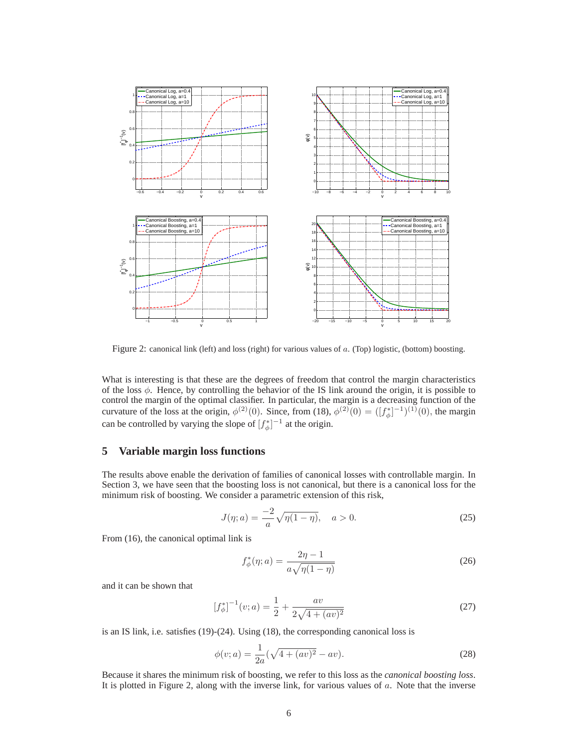Figure 2: canonical link (left) and loss (right) for various values of $a$. (Top) logistic, (bottom) boosting.

What is interesting is that these are the degrees of freedom that control the margin characteristics of the loss $\phi$. Hence, by controlling the behavior of the IS link around the origin, it is possible to control the margin of the optimal classifier. In particular, the margin is a decreasing function of the curvature of the loss at the origin, $\phi^{(2)}(0)$. Since, from (18), $\phi^{(2)}(0) = ([f_\phi^*]^{-1})^{(1)}(0)$, the margin can be controlled by varying the slope of $[f_\phi^*]^{-1}$ at the origin.

## 5 Variable margin loss functions

The results above enable the derivation of families of canonical losses with controllable margin. In Section 3, we have seen that the boosting loss is not canonical, but there is a canonical loss for the minimum risk of boosting. We consider a parametric extension of this risk,

$$J(\eta; a) = \frac{-2}{a}\sqrt{\eta(1-\eta)}, \quad a > 0. \tag{25}$$

From (16), the canonical optimal link is

$$f_\phi^*(\eta; a) = \frac{2\eta - 1}{a\sqrt{\eta(1-\eta)}} \tag{26}$$

and it can be shown that

$$[f_\phi^*]^{-1}(v; a) = \frac{1}{2} + \frac{av}{2\sqrt{4 + (av)^2}} \tag{27}$$

is an IS link, i.e. satisfies (19)-(24). Using (18), the corresponding canonical loss is

$$\phi(v; a) = \frac{1}{2a}(\sqrt{4 + (av)^2} - av). \tag{28}$$

Because it shares the minimum risk of boosting, we refer to this loss as the *canonical boosting loss*. It is plotted in Figure 2, along with the inverse link, for various values of $a$. Note that the inverse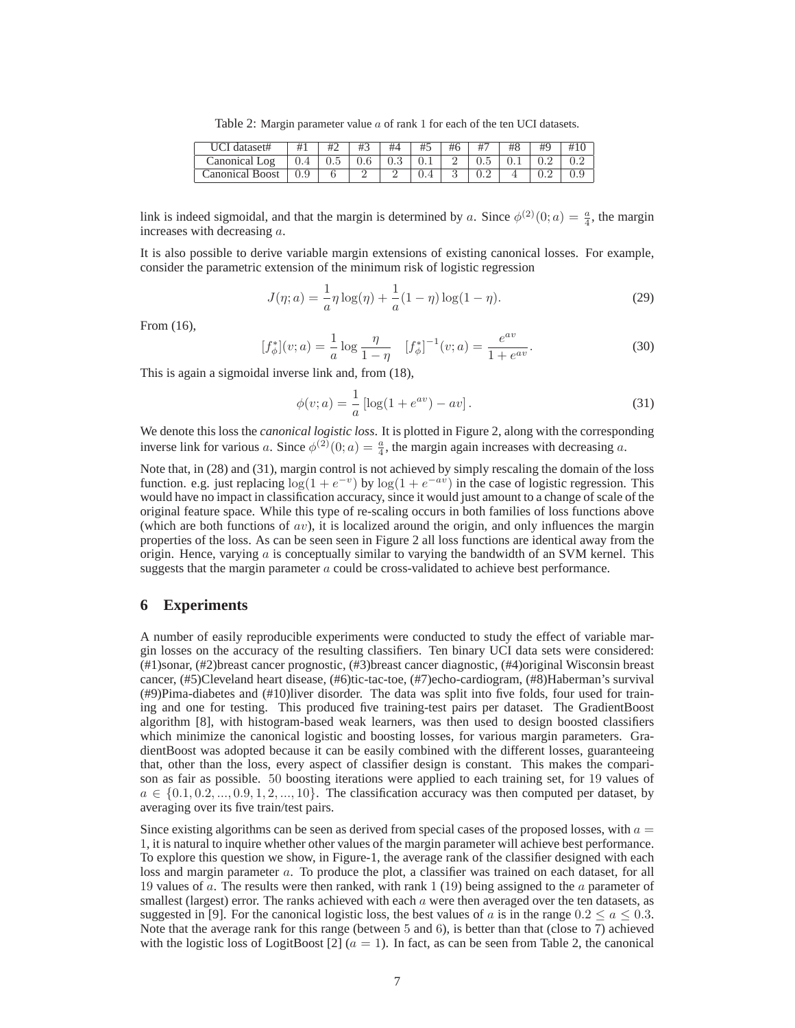Table 2: Margin parameter value $a$ of rank 1 for each of the ten UCI datasets.

| UCI dataset# | #1 | #2 | #3 | #4 | #5 | #6 | #7 | #8 | #9 | #10 |
|---|---|---|---|---|---|---|---|---|---|---|
| Canonical Log | 0.4 | 0.5 | 0.6 | 0.3 | 0.1 | 2 | 0.5 | 0.1 | 0.2 | 0.2 |
| Canonical Boost | 0.9 | 6 | 2 | 2 | 0.4 | 3 | 0.2 | 4 | 0.2 | 0.9 |

link is indeed sigmoidal, and that the margin is determined by $a$. Since $\phi^{(2)}(0;a) = \frac{a}{4}$, the margin increases with decreasing $a$.

It is also possible to derive variable margin extensions of existing canonical losses. For example, consider the parametric extension of the minimum risk of logistic regression

$$J(\eta; a) = \frac{1}{a}\eta \log(\eta) + \frac{1}{a}(1-\eta)\log(1-\eta). \tag{29}$$

From (16),

$$[f^*_\phi](v;a) = \frac{1}{a}\log\frac{\eta}{1-\eta} \quad [f^*_\phi]^{-1}(v;a) = \frac{e^{av}}{1+e^{av}}. \tag{30}$$

This is again a sigmoidal inverse link and, from (18),

$$\phi(v;a) = \frac{1}{a}\left[\log(1+e^{av}) - av\right]. \tag{31}$$

We denote this loss the *canonical logistic loss*. It is plotted in Figure 2, along with the corresponding inverse link for various $a$. Since $\phi^{(2)}(0;a) = \frac{a}{4}$, the margin again increases with decreasing $a$.

Note that, in (28) and (31), margin control is not achieved by simply rescaling the domain of the loss function. e.g. just replacing $\log(1+e^{-v})$ by $\log(1+e^{-av})$ in the case of logistic regression. This would have no impact in classification accuracy, since it would just amount to a change of scale of the original feature space. While this type of re-scaling occurs in both families of loss functions above (which are both functions of $av$), it is localized around the origin, and only influences the margin properties of the loss. As can be seen seen in Figure 2 all loss functions are identical away from the origin. Hence, varying $a$ is conceptually similar to varying the bandwidth of an SVM kernel. This suggests that the margin parameter $a$ could be cross-validated to achieve best performance.

## 6 Experiments

A number of easily reproducible experiments were conducted to study the effect of variable margin losses on the accuracy of the resulting classifiers. Ten binary UCI data sets were considered: (#1)sonar, (#2)breast cancer prognostic, (#3)breast cancer diagnostic, (#4)original Wisconsin breast cancer, (#5)Cleveland heart disease, (#6)tic-tac-toe, (#7)echo-cardiogram, (#8)Haberman's survival (#9)Pima-diabetes and (#10)liver disorder. The data was split into five folds, four used for training and one for testing. This produced five training-test pairs per dataset. The GradientBoost algorithm [8], with histogram-based weak learners, was then used to design boosted classifiers which minimize the canonical logistic and boosting losses, for various margin parameters. GradientBoost was adopted because it can be easily combined with the different losses, guaranteeing that, other than the loss, every aspect of classifier design is constant. This makes the comparison as fair as possible. 50 boosting iterations were applied to each training set, for 19 values of $a \in \{0.1, 0.2, ..., 0.9, 1, 2, ..., 10\}$. The classification accuracy was then computed per dataset, by averaging over its five train/test pairs.

Since existing algorithms can be seen as derived from special cases of the proposed losses, with $a = 1$, it is natural to inquire whether other values of the margin parameter will achieve best performance. To explore this question we show, in Figure-1, the average rank of the classifier designed with each loss and margin parameter $a$. To produce the plot, a classifier was trained on each dataset, for all 19 values of $a$. The results were then ranked, with rank 1 (19) being assigned to the $a$ parameter of smallest (largest) error. The ranks achieved with each $a$ were then averaged over the ten datasets, as suggested in [9]. For the canonical logistic loss, the best values of $a$ is in the range $0.2 \leq a \leq 0.3$. Note that the average rank for this range (between 5 and 6), is better than that (close to 7) achieved with the logistic loss of LogitBoost [2] ($a = 1$). In fact, as can be seen from Table 2, the canonical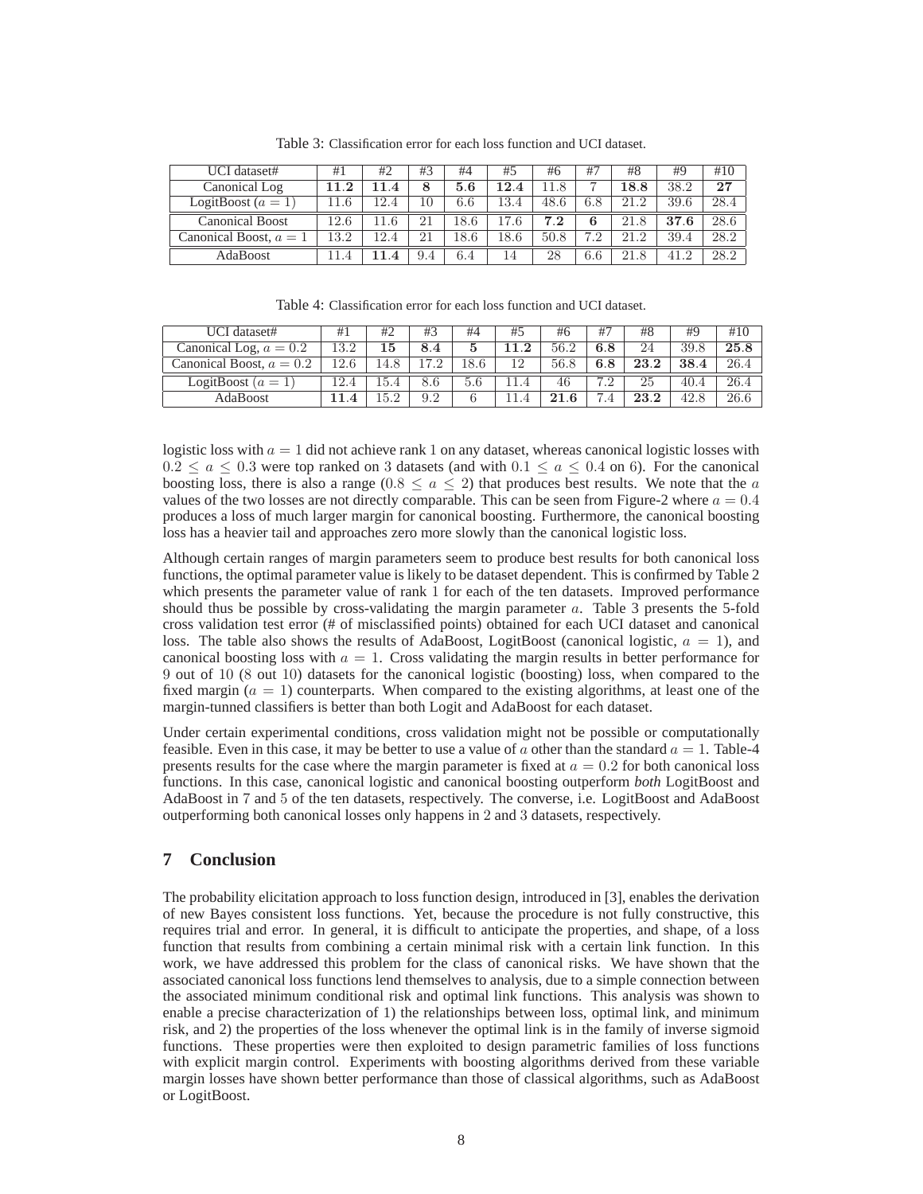Table 3: Classification error for each loss function and UCI dataset.

| UCI dataset# | #1 | #2 | #3 | #4 | #5 | #6 | #7 | #8 | #9 | #10 |
|---|---|---|---|---|---|---|---|---|---|---|
| Canonical Log | **11.2** | **11.4** | **8** | **5.6** | **12.4** | 11.8 | 7 | **18.8** | 38.2 | **27** |
| LogitBoost ($a = 1$) | 11.6 | 12.4 | 10 | 6.6 | 13.4 | 48.6 | 6.8 | 21.2 | 39.6 | 28.4 |
| Canonical Boost | 12.6 | 11.6 | 21 | 18.6 | 17.6 | **7.2** | **6** | 21.8 | **37.6** | 28.6 |
| Canonical Boost, $a = 1$ | 13.2 | 12.4 | 21 | 18.6 | 18.6 | 50.8 | 7.2 | 21.2 | 39.4 | 28.2 |
| AdaBoost | 11.4 | **11.4** | 9.4 | 6.4 | 14 | 28 | 6.6 | 21.8 | 41.2 | 28.2 |

Table 4: Classification error for each loss function and UCI dataset.

| UCI dataset# | #1 | #2 | #3 | #4 | #5 | #6 | #7 | #8 | #9 | #10 |
|---|---|---|---|---|---|---|---|---|---|---|
| Canonical Log, $a = 0.2$ | 13.2 | **15** | **8.4** | **5** | **11.2** | 56.2 | **6.8** | 24 | 39.8 | **25.8** |
| Canonical Boost, $a = 0.2$ | 12.6 | 14.8 | 17.2 | 18.6 | 12 | 56.8 | **6.8** | **23.2** | **38.4** | 26.4 |
| LogitBoost ($a = 1$) | 12.4 | 15.4 | 8.6 | 5.6 | 11.4 | 46 | 7.2 | 25 | 40.4 | 26.4 |
| AdaBoost | **11.4** | 15.2 | 9.2 | 6 | 11.4 | **21.6** | 7.4 | **23.2** | 42.8 | 26.6 |

logistic loss with $a = 1$ did not achieve rank 1 on any dataset, whereas canonical logistic losses with $0.2 \leq a \leq 0.3$ were top ranked on 3 datasets (and with $0.1 \leq a \leq 0.4$ on 6). For the canonical boosting loss, there is also a range ($0.8 \leq a \leq 2$) that produces best results. We note that the $a$ values of the two losses are not directly comparable. This can be seen from Figure-2 where $a = 0.4$ produces a loss of much larger margin for canonical boosting. Furthermore, the canonical boosting loss has a heavier tail and approaches zero more slowly than the canonical logistic loss.

Although certain ranges of margin parameters seem to produce best results for both canonical loss functions, the optimal parameter value is likely to be dataset dependent. This is confirmed by Table 2 which presents the parameter value of rank 1 for each of the ten datasets. Improved performance should thus be possible by cross-validating the margin parameter $a$. Table 3 presents the 5-fold cross validation test error (# of misclassified points) obtained for each UCI dataset and canonical loss. The table also shows the results of AdaBoost, LogitBoost (canonical logistic, $a = 1$), and canonical boosting loss with $a = 1$. Cross validating the margin results in better performance for 9 out of 10 (8 out 10) datasets for the canonical logistic (boosting) loss, when compared to the fixed margin ($a = 1$) counterparts. When compared to the existing algorithms, at least one of the margin-tunned classifiers is better than both Logit and AdaBoost for each dataset.

Under certain experimental conditions, cross validation might not be possible or computationally feasible. Even in this case, it may be better to use a value of $a$ other than the standard $a = 1$. Table-4 presents results for the case where the margin parameter is fixed at $a = 0.2$ for both canonical loss functions. In this case, canonical logistic and canonical boosting outperform *both* LogitBoost and AdaBoost in 7 and 5 of the ten datasets, respectively. The converse, i.e. LogitBoost and AdaBoost outperforming both canonical losses only happens in 2 and 3 datasets, respectively.

## 7 Conclusion

The probability elicitation approach to loss function design, introduced in [3], enables the derivation of new Bayes consistent loss functions. Yet, because the procedure is not fully constructive, this requires trial and error. In general, it is difficult to anticipate the properties, and shape, of a loss function that results from combining a certain minimal risk with a certain link function. In this work, we have addressed this problem for the class of canonical risks. We have shown that the associated canonical loss functions lend themselves to analysis, due to a simple connection between the associated minimum conditional risk and optimal link functions. This analysis was shown to enable a precise characterization of 1) the relationships between loss, optimal link, and minimum risk, and 2) the properties of the loss whenever the optimal link is in the family of inverse sigmoid functions. These properties were then exploited to design parametric families of loss functions with explicit margin control. Experiments with boosting algorithms derived from these variable margin losses have shown better performance than those of classical algorithms, such as AdaBoost or LogitBoost.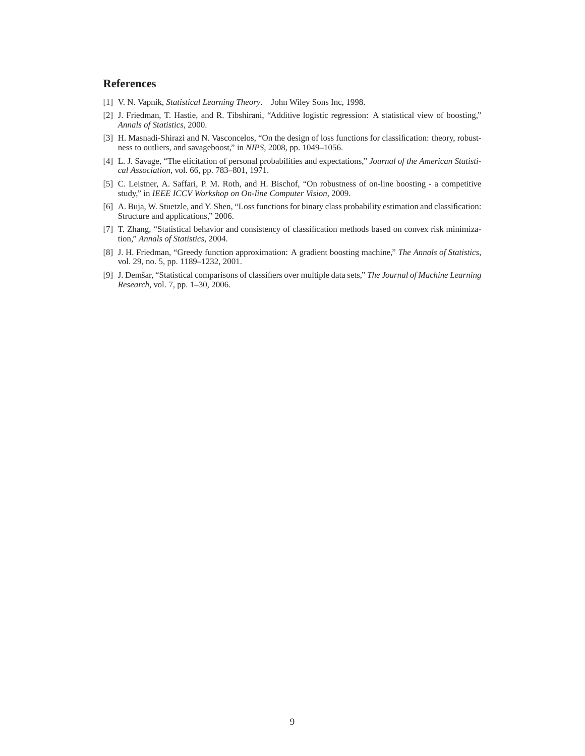## References

[1] V. N. Vapnik, *Statistical Learning Theory*. John Wiley Sons Inc, 1998.

[2] J. Friedman, T. Hastie, and R. Tibshirani, "Additive logistic regression: A statistical view of boosting," *Annals of Statistics*, 2000.

[3] H. Masnadi-Shirazi and N. Vasconcelos, "On the design of loss functions for classification: theory, robustness to outliers, and savageboost," in *NIPS*, 2008, pp. 1049–1056.

[4] L. J. Savage, "The elicitation of personal probabilities and expectations," *Journal of the American Statistical Association*, vol. 66, pp. 783–801, 1971.

[5] C. Leistner, A. Saffari, P. M. Roth, and H. Bischof, "On robustness of on-line boosting - a competitive study," in *IEEE ICCV Workshop on On-line Computer Vision*, 2009.

[6] A. Buja, W. Stuetzle, and Y. Shen, "Loss functions for binary class probability estimation and classification: Structure and applications," 2006.

[7] T. Zhang, "Statistical behavior and consistency of classification methods based on convex risk minimization," *Annals of Statistics*, 2004.

[8] J. H. Friedman, "Greedy function approximation: A gradient boosting machine," *The Annals of Statistics*, vol. 29, no. 5, pp. 1189–1232, 2001.

[9] J. Demšar, "Statistical comparisons of classifiers over multiple data sets," *The Journal of Machine Learning Research*, vol. 7, pp. 1–30, 2006.